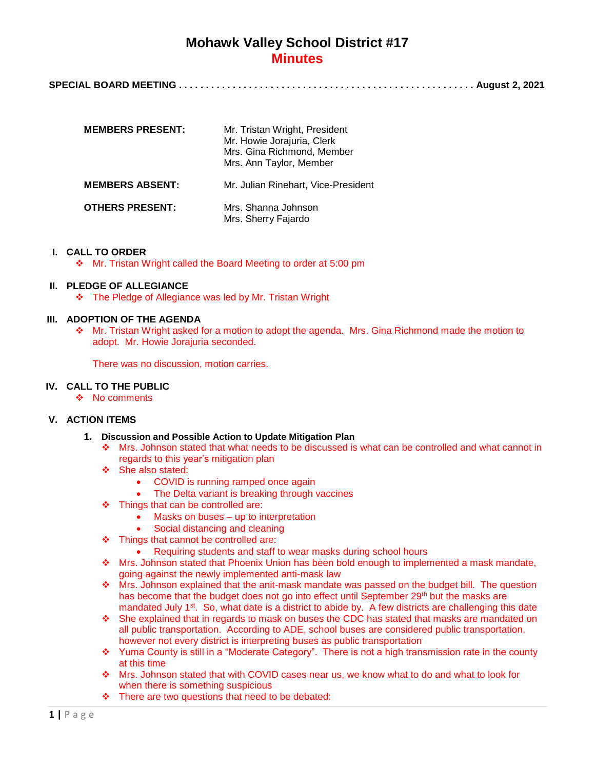# Mohawk Valley School District #17

## Minutes

**SPECIAL BOARD MEETING . . . . . . . . . . . . . . . . . . . . . . . . . . . . . . . . . . . . . . . . . . . . . . . . . . . . . August 2, 2021**

| | |
|---|---|
| **MEMBERS PRESENT:** | Mr. Tristan Wright, President<br>Mr. Howie Jorajuria, Clerk<br>Mrs. Gina Richmond, Member<br>Mrs. Ann Taylor, Member |
| **MEMBERS ABSENT:** | Mr. Julian Rinehart, Vice-President |
| **OTHERS PRESENT:** | Mrs. Shanna Johnson<br>Mrs. Sherry Fajardo |

**I. CALL TO ORDER**
- ❖ Mr. Tristan Wright called the Board Meeting to order at 5:00 pm

**II. PLEDGE OF ALLEGIANCE**
- ❖ The Pledge of Allegiance was led by Mr. Tristan Wright

**III. ADOPTION OF THE AGENDA**
- ❖ Mr. Tristan Wright asked for a motion to adopt the agenda. Mrs. Gina Richmond made the motion to adopt. Mr. Howie Jorajuria seconded.

  There was no discussion, motion carries.

**IV. CALL TO THE PUBLIC**
- ❖ No comments

**V. ACTION ITEMS**

1. **Discussion and Possible Action to Update Mitigation Plan**
   - ❖ Mrs. Johnson stated that what needs to be discussed is what can be controlled and what cannot in regards to this year's mitigation plan
   - ❖ She also stated:
     - COVID is running ramped once again
     - The Delta variant is breaking through vaccines
   - ❖ Things that can be controlled are:
     - Masks on buses – up to interpretation
     - Social distancing and cleaning
   - ❖ Things that cannot be controlled are:
     - Requiring students and staff to wear masks during school hours
   - ❖ Mrs. Johnson stated that Phoenix Union has been bold enough to implemented a mask mandate, going against the newly implemented anti-mask law
   - ❖ Mrs. Johnson explained that the anit-mask mandate was passed on the budget bill. The question has become that the budget does not go into effect until September 29th but the masks are mandated July 1st. So, what date is a district to abide by. A few districts are challenging this date
   - ❖ She explained that in regards to mask on buses the CDC has stated that masks are mandated on all public transportation. According to ADE, school buses are considered public transportation, however not every district is interpreting buses as public transportation
   - ❖ Yuma County is still in a "Moderate Category". There is not a high transmission rate in the county at this time
   - ❖ Mrs. Johnson stated that with COVID cases near us, we know what to do and what to look for when there is something suspicious
   - ❖ There are two questions that need to be debated: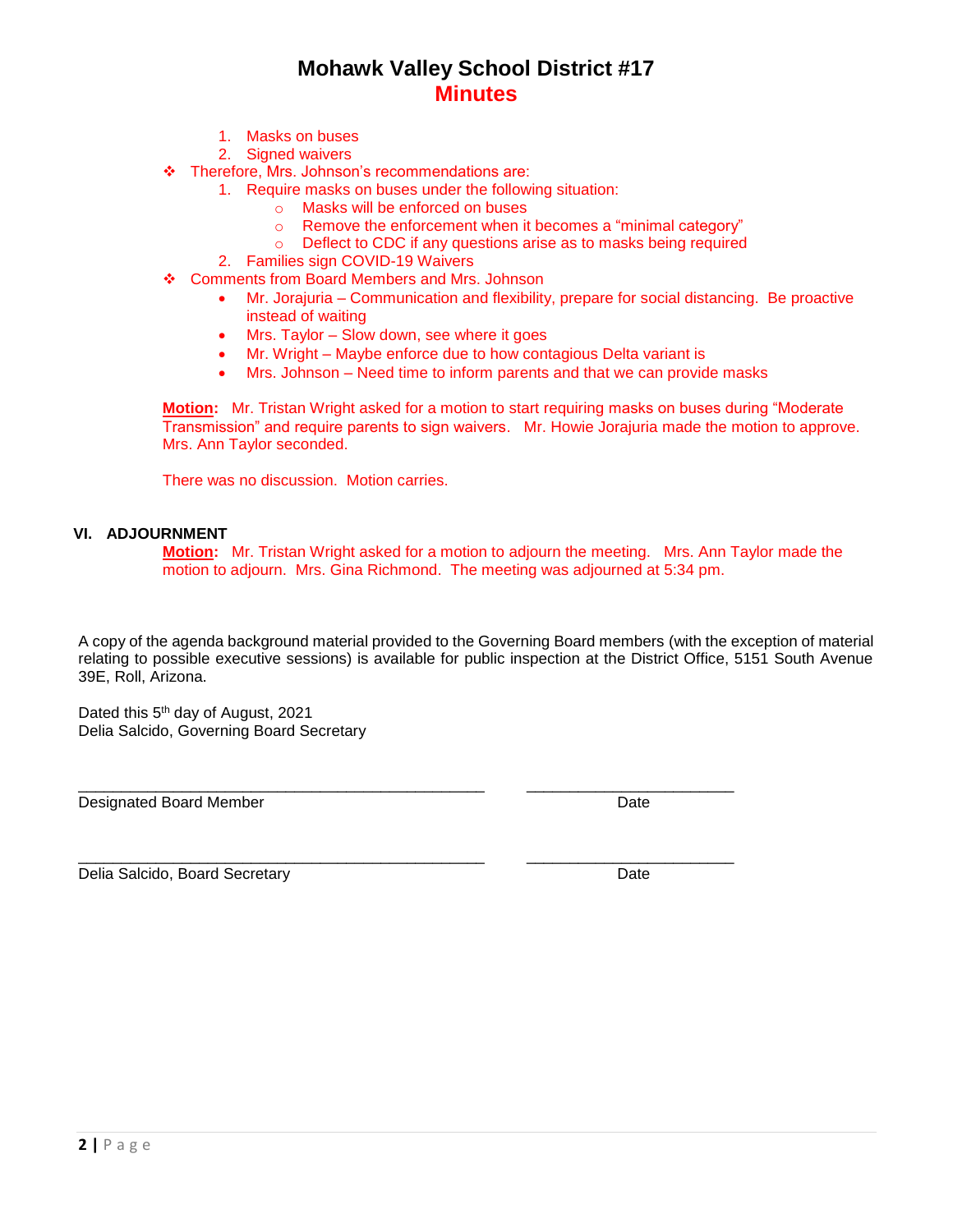# Mohawk Valley School District #17

## Minutes

1. Masks on buses
2. Signed waivers

- Therefore, Mrs. Johnson's recommendations are:
  1. Require masks on buses under the following situation:
     - Masks will be enforced on buses
     - Remove the enforcement when it becomes a "minimal category"
     - Deflect to CDC if any questions arise as to masks being required
  2. Families sign COVID-19 Waivers
- Comments from Board Members and Mrs. Johnson
  - Mr. Jorajuria – Communication and flexibility, prepare for social distancing. Be proactive instead of waiting
  - Mrs. Taylor – Slow down, see where it goes
  - Mr. Wright – Maybe enforce due to how contagious Delta variant is
  - Mrs. Johnson – Need time to inform parents and that we can provide masks

**Motion:** Mr. Tristan Wright asked for a motion to start requiring masks on buses during "Moderate Transmission" and require parents to sign waivers. Mr. Howie Jorajuria made the motion to approve. Mrs. Ann Taylor seconded.

There was no discussion. Motion carries.

## VI. ADJOURNMENT

**Motion:** Mr. Tristan Wright asked for a motion to adjourn the meeting. Mrs. Ann Taylor made the motion to adjourn. Mrs. Gina Richmond. The meeting was adjourned at 5:34 pm.

A copy of the agenda background material provided to the Governing Board members (with the exception of material relating to possible executive sessions) is available for public inspection at the District Office, 5151 South Avenue 39E, Roll, Arizona.

Dated this 5th day of August, 2021
Delia Salcido, Governing Board Secretary

_______________________________________________ ________________________
Designated Board Member Date

_______________________________________________ ________________________
Delia Salcido, Board Secretary Date